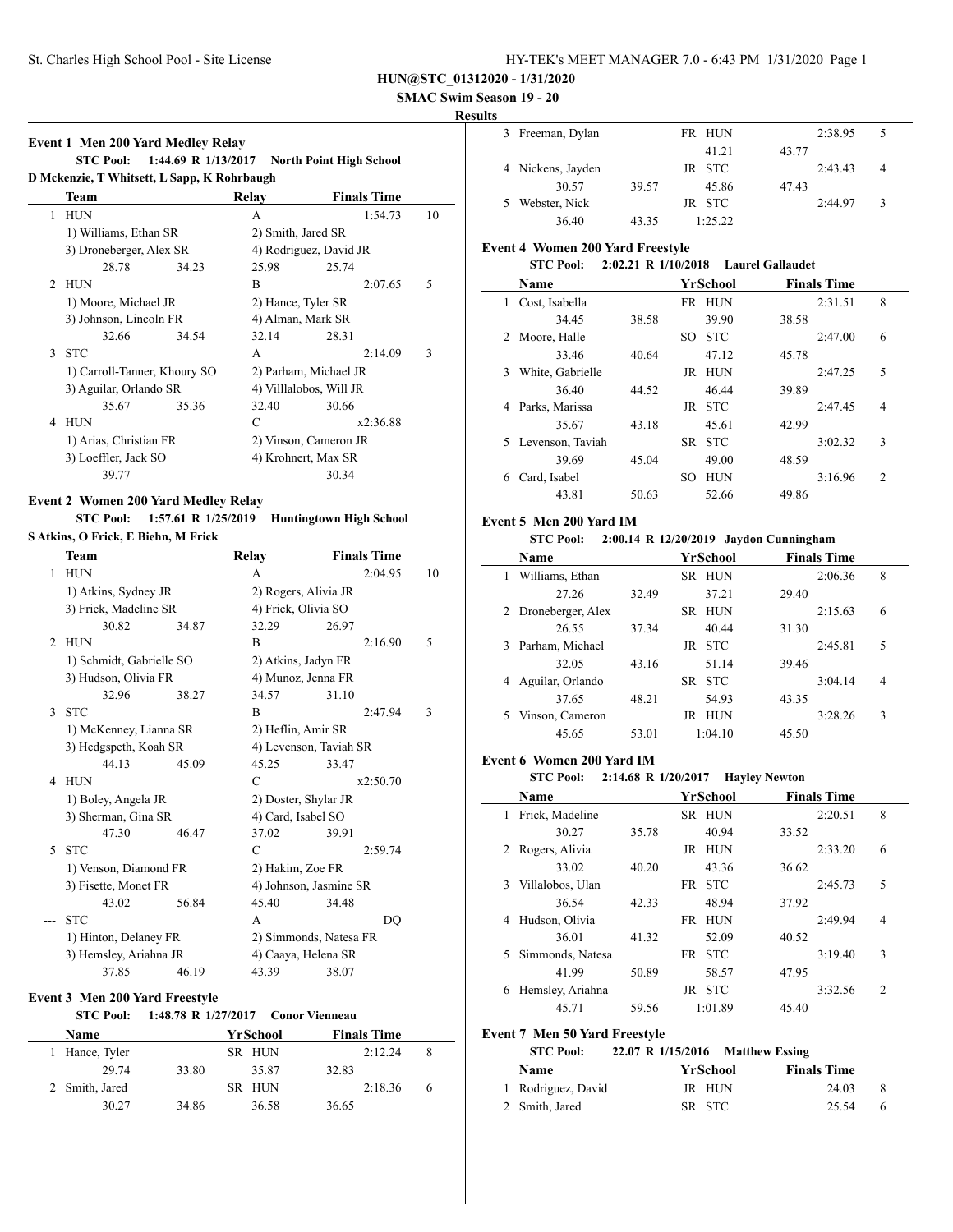**HUN@STC_01312020 - 1/31/2020**

**SMAC Swim Season 19 - 20**

**Results**

### Event 1 Men 200 Yard Medley Relay

**STC Pool: 1:44.69 R 1/13/2017 North Point High School**
**D Mckenzie, T Whitsett, L Sapp, K Rohrbaugh**

| | Team | Relay | Finals Time | |
|---|---|---|---|---|
| 1 | HUN | A | 1:54.73 | 10 |
| | 1) Williams, Ethan SR | 2) Smith, Jared SR | | |
| | 3) Droneberger, Alex SR | 4) Rodriguez, David JR | | |
| | 28.78 34.23 | 25.98 25.74 | | |
| 2 | HUN | B | 2:07.65 | 5 |
| | 1) Moore, Michael JR | 2) Hance, Tyler SR | | |
| | 3) Johnson, Lincoln FR | 4) Alman, Mark SR | | |
| | 32.66 34.54 | 32.14 28.31 | | |
| 3 | STC | A | 2:14.09 | 3 |
| | 1) Carroll-Tanner, Khoury SO | 2) Parham, Michael JR | | |
| | 3) Aguilar, Orlando SR | 4) Villlalobos, Will JR | | |
| | 35.67 35.36 | 32.40 30.66 | | |
| 4 | HUN | C | x2:36.88 | |
| | 1) Arias, Christian FR | 2) Vinson, Cameron JR | | |
| | 3) Loeffler, Jack SO | 4) Krohnert, Max SR | | |
| | 39.77 | 30.34 | | |

### Event 2 Women 200 Yard Medley Relay

**STC Pool: 1:57.61 R 1/25/2019 Huntingtown High School**
**S Atkins, O Frick, E Biehn, M Frick**

| | Team | Relay | Finals Time | |
|---|---|---|---|---|
| 1 | HUN | A | 2:04.95 | 10 |
| | 1) Atkins, Sydney JR | 2) Rogers, Alivia JR | | |
| | 3) Frick, Madeline SR | 4) Frick, Olivia SO | | |
| | 30.82 34.87 | 32.29 26.97 | | |
| 2 | HUN | B | 2:16.90 | 5 |
| | 1) Schmidt, Gabrielle SO | 2) Atkins, Jadyn FR | | |
| | 3) Hudson, Olivia FR | 4) Munoz, Jenna FR | | |
| | 32.96 38.27 | 34.57 31.10 | | |
| 3 | STC | B | 2:47.94 | 3 |
| | 1) McKenney, Lianna SR | 2) Heflin, Amir SR | | |
| | 3) Hedgspeth, Koah SR | 4) Levenson, Taviah SR | | |
| | 44.13 45.09 | 45.25 33.47 | | |
| 4 | HUN | C | x2:50.70 | |
| | 1) Boley, Angela JR | 2) Doster, Shylar JR | | |
| | 3) Sherman, Gina SR | 4) Card, Isabel SO | | |
| | 47.30 46.47 | 37.02 39.91 | | |
| 5 | STC | C | 2:59.74 | |
| | 1) Venson, Diamond FR | 2) Hakim, Zoe FR | | |
| | 3) Fisette, Monet FR | 4) Johnson, Jasmine SR | | |
| | 43.02 56.84 | 45.40 34.48 | | |
| --- | STC | A | DQ | |
| | 1) Hinton, Delaney FR | 2) Simmonds, Natesa FR | | |
| | 3) Hemsley, Ariahna JR | 4) Caaya, Helena SR | | |
| | 37.85 46.19 | 43.39 38.07 | | |

### Event 3 Men 200 Yard Freestyle

**STC Pool: 1:48.78 R 1/27/2017 Conor Vienneau**

| | Name | Yr | School | Finals Time | |
|---|---|---|---|---|---|
| 1 | Hance, Tyler | SR | HUN | 2:12.24 | 8 |
| | 29.74 33.80 | | 35.87 | 32.83 | |
| 2 | Smith, Jared | SR | HUN | 2:18.36 | 6 |
| | 30.27 34.86 | | 36.58 | 36.65 | |
| 3 | Freeman, Dylan | FR | HUN | 2:38.95 | 5 |
| | | | 41.21 | 43.77 | |
| 4 | Nickens, Jayden | JR | STC | 2:43.43 | 4 |
| | 30.57 39.57 | | 45.86 | 47.43 | |
| 5 | Webster, Nick | JR | STC | 2:44.97 | 3 |
| | 36.40 43.35 | | 1:25.22 | | |

### Event 4 Women 200 Yard Freestyle

**STC Pool: 2:02.21 R 1/10/2018 Laurel Gallaudet**

| | Name | Yr | School | Finals Time | |
|---|---|---|---|---|---|
| 1 | Cost, Isabella | FR | HUN | 2:31.51 | 8 |
| | 34.45 38.58 | | 39.90 | 38.58 | |
| 2 | Moore, Halle | SO | STC | 2:47.00 | 6 |
| | 33.46 40.64 | | 47.12 | 45.78 | |
| 3 | White, Gabrielle | JR | HUN | 2:47.25 | 5 |
| | 36.40 44.52 | | 46.44 | 39.89 | |
| 4 | Parks, Marissa | JR | STC | 2:47.45 | 4 |
| | 35.67 43.18 | | 45.61 | 42.99 | |
| 5 | Levenson, Taviah | SR | STC | 3:02.32 | 3 |
| | 39.69 45.04 | | 49.00 | 48.59 | |
| 6 | Card, Isabel | SO | HUN | 3:16.96 | 2 |
| | 43.81 50.63 | | 52.66 | 49.86 | |

### Event 5 Men 200 Yard IM

**STC Pool: 2:00.14 R 12/20/2019 Jaydon Cunningham**

| | Name | Yr | School | Finals Time | |
|---|---|---|---|---|---|
| 1 | Williams, Ethan | SR | HUN | 2:06.36 | 8 |
| | 27.26 32.49 | | 37.21 | 29.40 | |
| 2 | Droneberger, Alex | SR | HUN | 2:15.63 | 6 |
| | 26.55 37.34 | | 40.44 | 31.30 | |
| 3 | Parham, Michael | JR | STC | 2:45.81 | 5 |
| | 32.05 43.16 | | 51.14 | 39.46 | |
| 4 | Aguilar, Orlando | SR | STC | 3:04.14 | 4 |
| | 37.65 48.21 | | 54.93 | 43.35 | |
| 5 | Vinson, Cameron | JR | HUN | 3:28.26 | 3 |
| | 45.65 53.01 | | 1:04.10 | 45.50 | |

### Event 6 Women 200 Yard IM

**STC Pool: 2:14.68 R 1/20/2017 Hayley Newton**

| | Name | Yr | School | Finals Time | |
|---|---|---|---|---|---|
| 1 | Frick, Madeline | SR | HUN | 2:20.51 | 8 |
| | 30.27 35.78 | | 40.94 | 33.52 | |
| 2 | Rogers, Alivia | JR | HUN | 2:33.20 | 6 |
| | 33.02 40.20 | | 43.36 | 36.62 | |
| 3 | Villalobos, Ulan | FR | STC | 2:45.73 | 5 |
| | 36.54 42.33 | | 48.94 | 37.92 | |
| 4 | Hudson, Olivia | FR | HUN | 2:49.94 | 4 |
| | 36.01 41.32 | | 52.09 | 40.52 | |
| 5 | Simmonds, Natesa | FR | STC | 3:19.40 | 3 |
| | 41.99 50.89 | | 58.57 | 47.95 | |
| 6 | Hemsley, Ariahna | JR | STC | 3:32.56 | 2 |
| | 45.71 59.56 | | 1:01.89 | 45.40 | |

### Event 7 Men 50 Yard Freestyle

**STC Pool: 22.07 R 1/15/2016 Matthew Essing**

| | Name | Yr | School | Finals Time | |
|---|---|---|---|---|---|
| 1 | Rodriguez, David | JR | HUN | 24.03 | 8 |
| 2 | Smith, Jared | SR | STC | 25.54 | 6 |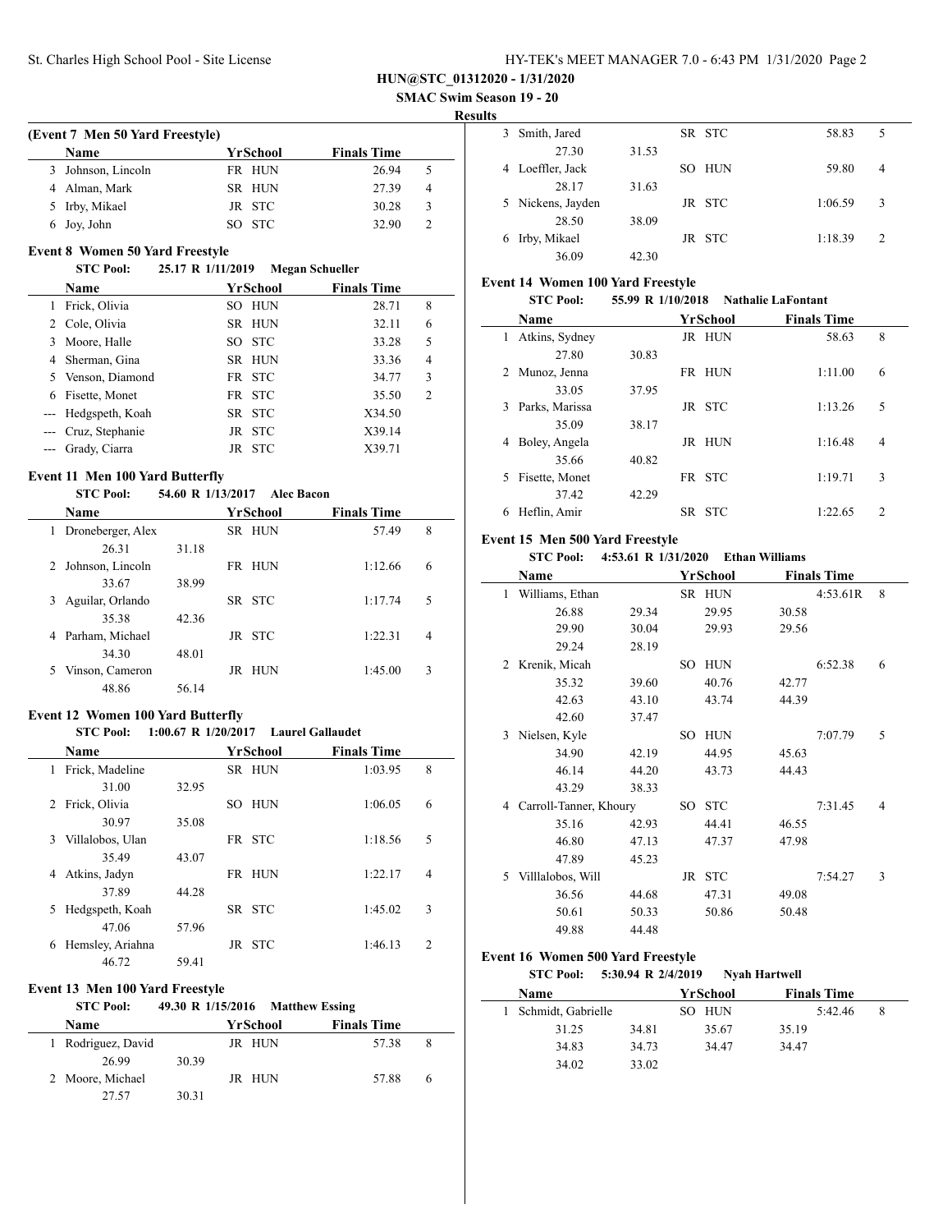**HUN@STC_01312020 - 1/31/2020**

**SMAC Swim Season 19 - 20**

**Results**

### (Event 7 Men 50 Yard Freestyle)

| | Name | Yr | School | Finals Time | Points |
|---|---|---|---|---|---|
| 3 | Johnson, Lincoln | FR | HUN | 26.94 | 5 |
| 4 | Alman, Mark | SR | HUN | 27.39 | 4 |
| 5 | Irby, Mikael | JR | STC | 30.28 | 3 |
| 6 | Joy, John | SO | STC | 32.90 | 2 |

### Event 8 Women 50 Yard Freestyle

**STC Pool:** 25.17 R 1/11/2019 Megan Schueller

| | Name | Yr | School | Finals Time | Points |
|---|---|---|---|---|---|
| 1 | Frick, Olivia | SO | HUN | 28.71 | 8 |
| 2 | Cole, Olivia | SR | HUN | 32.11 | 6 |
| 3 | Moore, Halle | SO | STC | 33.28 | 5 |
| 4 | Sherman, Gina | SR | HUN | 33.36 | 4 |
| 5 | Venson, Diamond | FR | STC | 34.77 | 3 |
| 6 | Fisette, Monet | FR | STC | 35.50 | 2 |
| --- | Hedgspeth, Koah | SR | STC | X34.50 | |
| --- | Cruz, Stephanie | JR | STC | X39.14 | |
| --- | Grady, Ciarra | JR | STC | X39.71 | |

### Event 11 Men 100 Yard Butterfly

**STC Pool:** 54.60 R 1/13/2017 Alec Bacon

| | Name | Yr | School | Finals Time | Points |
|---|---|---|---|---|---|
| 1 | Droneberger, Alex | SR | HUN | 57.49 | 8 |
| | 26.31 31.18 | | | | |
| 2 | Johnson, Lincoln | FR | HUN | 1:12.66 | 6 |
| | 33.67 38.99 | | | | |
| 3 | Aguilar, Orlando | SR | STC | 1:17.74 | 5 |
| | 35.38 42.36 | | | | |
| 4 | Parham, Michael | JR | STC | 1:22.31 | 4 |
| | 34.30 48.01 | | | | |
| 5 | Vinson, Cameron | JR | HUN | 1:45.00 | 3 |
| | 48.86 56.14 | | | | |

### Event 12 Women 100 Yard Butterfly

**STC Pool:** 1:00.67 R 1/20/2017 Laurel Gallaudet

| | Name | Yr | School | Finals Time | Points |
|---|---|---|---|---|---|
| 1 | Frick, Madeline | SR | HUN | 1:03.95 | 8 |
| | 31.00 32.95 | | | | |
| 2 | Frick, Olivia | SO | HUN | 1:06.05 | 6 |
| | 30.97 35.08 | | | | |
| 3 | Villalobos, Ulan | FR | STC | 1:18.56 | 5 |
| | 35.49 43.07 | | | | |
| 4 | Atkins, Jadyn | FR | HUN | 1:22.17 | 4 |
| | 37.89 44.28 | | | | |
| 5 | Hedgspeth, Koah | SR | STC | 1:45.02 | 3 |
| | 47.06 57.96 | | | | |
| 6 | Hemsley, Ariahna | JR | STC | 1:46.13 | 2 |
| | 46.72 59.41 | | | | |

### Event 13 Men 100 Yard Freestyle

**STC Pool:** 49.30 R 1/15/2016 Matthew Essing

| | Name | Yr | School | Finals Time | Points |
|---|---|---|---|---|---|
| 1 | Rodriguez, David | JR | HUN | 57.38 | 8 |
| | 26.99 30.39 | | | | |
| 2 | Moore, Michael | JR | HUN | 57.88 | 6 |
| | 27.57 30.31 | | | | |
| 3 | Smith, Jared | SR | STC | 58.83 | 5 |
| | 27.30 31.53 | | | | |
| 4 | Loeffler, Jack | SO | HUN | 59.80 | 4 |
| | 28.17 31.63 | | | | |
| 5 | Nickens, Jayden | JR | STC | 1:06.59 | 3 |
| | 28.50 38.09 | | | | |
| 6 | Irby, Mikael | JR | STC | 1:18.39 | 2 |
| | 36.09 42.30 | | | | |

### Event 14 Women 100 Yard Freestyle

**STC Pool:** 55.99 R 1/10/2018 Nathalie LaFontant

| | Name | Yr | School | Finals Time | Points |
|---|---|---|---|---|---|
| 1 | Atkins, Sydney | JR | HUN | 58.63 | 8 |
| | 27.80 30.83 | | | | |
| 2 | Munoz, Jenna | FR | HUN | 1:11.00 | 6 |
| | 33.05 37.95 | | | | |
| 3 | Parks, Marissa | JR | STC | 1:13.26 | 5 |
| | 35.09 38.17 | | | | |
| 4 | Boley, Angela | JR | HUN | 1:16.48 | 4 |
| | 35.66 40.82 | | | | |
| 5 | Fisette, Monet | FR | STC | 1:19.71 | 3 |
| | 37.42 42.29 | | | | |
| 6 | Heflin, Amir | SR | STC | 1:22.65 | 2 |

### Event 15 Men 500 Yard Freestyle

**STC Pool:** 4:53.61 R 1/31/2020 Ethan Williams

| | Name | Yr | School | Finals Time | Points |
|---|---|---|---|---|---|
| 1 | Williams, Ethan | SR | HUN | 4:53.61R | 8 |
| | 26.88 29.34 29.95 30.58 | | | | |
| | 29.90 30.04 29.93 29.56 | | | | |
| | 29.24 28.19 | | | | |
| 2 | Krenik, Micah | SO | HUN | 6:52.38 | 6 |
| | 35.32 39.60 40.76 42.77 | | | | |
| | 42.63 43.10 43.74 44.39 | | | | |
| | 42.60 37.47 | | | | |
| 3 | Nielsen, Kyle | SO | HUN | 7:07.79 | 5 |
| | 34.90 42.19 44.95 45.63 | | | | |
| | 46.14 44.20 43.73 44.43 | | | | |
| | 43.29 38.33 | | | | |
| 4 | Carroll-Tanner, Khoury | SO | STC | 7:31.45 | 4 |
| | 35.16 42.93 44.41 46.55 | | | | |
| | 46.80 47.13 47.37 47.98 | | | | |
| | 47.89 45.23 | | | | |
| 5 | Villlalobos, Will | JR | STC | 7:54.27 | 3 |
| | 36.56 44.68 47.31 49.08 | | | | |
| | 50.61 50.33 50.86 50.48 | | | | |
| | 49.88 44.48 | | | | |

### Event 16 Women 500 Yard Freestyle

**STC Pool:** 5:30.94 R 2/4/2019 Nyah Hartwell

| | Name | Yr | School | Finals Time | Points |
|---|---|---|---|---|---|
| 1 | Schmidt, Gabrielle | SO | HUN | 5:42.46 | 8 |
| | 31.25 34.81 35.67 35.19 | | | | |
| | 34.83 34.73 34.47 34.47 | | | | |
| | 34.02 33.02 | | | | |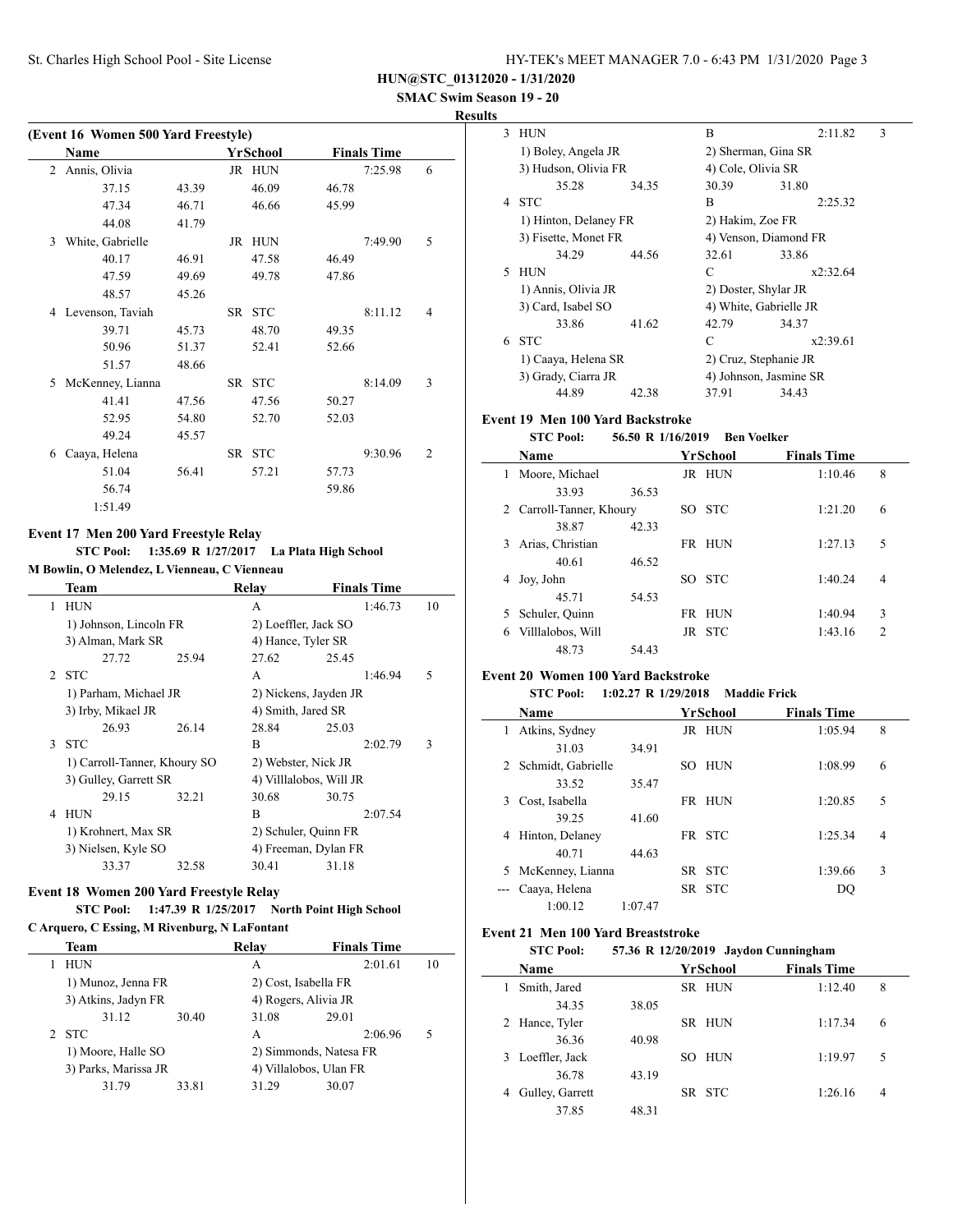HUN@STC_01312020 - 1/31/2020

SMAC Swim Season 19 - 20

Results

### (Event 16 Women 500 Yard Freestyle)

| | Name | Yr | School | Finals Time | |
|---|---|---|---|---|---|
| 2 | Annis, Olivia | JR | HUN | 7:25.98 | 6 |
| | 37.15 / 43.39 / 46.09 / 46.78 / 47.34 / 46.71 / 46.66 / 45.99 / 44.08 / 41.79 | | | | |
| 3 | White, Gabrielle | JR | HUN | 7:49.90 | 5 |
| | 40.17 / 46.91 / 47.58 / 46.49 / 47.59 / 49.69 / 49.78 / 47.86 / 48.57 / 45.26 | | | | |
| 4 | Levenson, Taviah | SR | STC | 8:11.12 | 4 |
| | 39.71 / 45.73 / 48.70 / 49.35 / 50.96 / 51.37 / 52.41 / 52.66 / 51.57 / 48.66 | | | | |
| 5 | McKenney, Lianna | SR | STC | 8:14.09 | 3 |
| | 41.41 / 47.56 / 47.56 / 50.27 / 52.95 / 54.80 / 52.70 / 52.03 / 49.24 / 45.57 | | | | |
| 6 | Caaya, Helena | SR | STC | 9:30.96 | 2 |
| | 51.04 / 56.41 / 57.21 / 57.73 / 56.74 / 59.86 / 1:51.49 | | | | |

### Event 17 Men 200 Yard Freestyle Relay

**STC Pool: 1:35.69 R 1/27/2017 La Plata High School**
**M Bowlin, O Melendez, L Vienneau, C Vienneau**

| | Team | Relay | Finals Time | |
|---|---|---|---|---|
| 1 | HUN | A | 1:46.73 | 10 |
| | 1) Johnson, Lincoln FR; 2) Loeffler, Jack SO; 3) Alman, Mark SR; 4) Hance, Tyler SR | | | |
| | 27.72 / 25.94 / 27.62 / 25.45 | | | |
| 2 | STC | A | 1:46.94 | 5 |
| | 1) Parham, Michael JR; 2) Nickens, Jayden JR; 3) Irby, Mikael JR; 4) Smith, Jared SR | | | |
| | 26.93 / 26.14 / 28.84 / 25.03 | | | |
| 3 | STC | B | 2:02.79 | 3 |
| | 1) Carroll-Tanner, Khoury SO; 2) Webster, Nick JR; 3) Gulley, Garrett SR; 4) Villlalobos, Will JR | | | |
| | 29.15 / 32.21 / 30.68 / 30.75 | | | |
| 4 | HUN | B | 2:07.54 | |
| | 1) Krohnert, Max SR; 2) Schuler, Quinn FR; 3) Nielsen, Kyle SO; 4) Freeman, Dylan FR | | | |
| | 33.37 / 32.58 / 30.41 / 31.18 | | | |

### Event 18 Women 200 Yard Freestyle Relay

**STC Pool: 1:47.39 R 1/25/2017 North Point High School**
**C Arquero, C Essing, M Rivenburg, N LaFontant**

| | Team | Relay | Finals Time | |
|---|---|---|---|---|
| 1 | HUN | A | 2:01.61 | 10 |
| | 1) Munoz, Jenna FR; 2) Cost, Isabella FR; 3) Atkins, Jadyn FR; 4) Rogers, Alivia JR | | | |
| | 31.12 / 30.40 / 31.08 / 29.01 | | | |
| 2 | STC | A | 2:06.96 | 5 |
| | 1) Moore, Halle SO; 2) Simmonds, Natesa FR; 3) Parks, Marissa JR; 4) Villalobos, Ulan FR | | | |
| | 31.79 / 33.81 / 31.29 / 30.07 | | | |
| 3 | HUN | B | 2:11.82 | 3 |
| | 1) Boley, Angela JR; 2) Sherman, Gina SR; 3) Hudson, Olivia FR; 4) Cole, Olivia SR | | | |
| | 35.28 / 34.35 / 30.39 / 31.80 | | | |
| 4 | STC | B | 2:25.32 | |
| | 1) Hinton, Delaney FR; 2) Hakim, Zoe FR; 3) Fisette, Monet FR; 4) Venson, Diamond FR | | | |
| | 34.29 / 44.56 / 32.61 / 33.86 | | | |
| 5 | HUN | C | x2:32.64 | |
| | 1) Annis, Olivia JR; 2) Doster, Shylar JR; 3) Card, Isabel SO; 4) White, Gabrielle JR | | | |
| | 33.86 / 41.62 / 42.79 / 34.37 | | | |
| 6 | STC | C | x2:39.61 | |
| | 1) Caaya, Helena SR; 2) Cruz, Stephanie JR; 3) Grady, Ciarra JR; 4) Johnson, Jasmine SR | | | |
| | 44.89 / 42.38 / 37.91 / 34.43 | | | |

### Event 19 Men 100 Yard Backstroke

**STC Pool: 56.50 R 1/16/2019 Ben Voelker**

| | Name | Yr | School | Finals Time | |
|---|---|---|---|---|---|
| 1 | Moore, Michael | JR | HUN | 1:10.46 | 8 |
| | 33.93 / 36.53 | | | | |
| 2 | Carroll-Tanner, Khoury | SO | STC | 1:21.20 | 6 |
| | 38.87 / 42.33 | | | | |
| 3 | Arias, Christian | FR | HUN | 1:27.13 | 5 |
| | 40.61 / 46.52 | | | | |
| 4 | Joy, John | SO | STC | 1:40.24 | 4 |
| | 45.71 / 54.53 | | | | |
| 5 | Schuler, Quinn | FR | HUN | 1:40.94 | 3 |
| 6 | Villlalobos, Will | JR | STC | 1:43.16 | 2 |
| | 48.73 / 54.43 | | | | |

### Event 20 Women 100 Yard Backstroke

**STC Pool: 1:02.27 R 1/29/2018 Maddie Frick**

| | Name | Yr | School | Finals Time | |
|---|---|---|---|---|---|
| 1 | Atkins, Sydney | JR | HUN | 1:05.94 | 8 |
| | 31.03 / 34.91 | | | | |
| 2 | Schmidt, Gabrielle | SO | HUN | 1:08.99 | 6 |
| | 33.52 / 35.47 | | | | |
| 3 | Cost, Isabella | FR | HUN | 1:20.85 | 5 |
| | 39.25 / 41.60 | | | | |
| 4 | Hinton, Delaney | FR | STC | 1:25.34 | 4 |
| | 40.71 / 44.63 | | | | |
| 5 | McKenney, Lianna | SR | STC | 1:39.66 | 3 |
| --- | Caaya, Helena | SR | STC | DQ | |
| | 1:00.12 / 1:07.47 | | | | |

### Event 21 Men 100 Yard Breaststroke

**STC Pool: 57.36 R 12/20/2019 Jaydon Cunningham**

| | Name | Yr | School | Finals Time | |
|---|---|---|---|---|---|
| 1 | Smith, Jared | SR | HUN | 1:12.40 | 8 |
| | 34.35 / 38.05 | | | | |
| 2 | Hance, Tyler | SR | HUN | 1:17.34 | 6 |
| | 36.36 / 40.98 | | | | |
| 3 | Loeffler, Jack | SO | HUN | 1:19.97 | 5 |
| | 36.78 / 43.19 | | | | |
| 4 | Gulley, Garrett | SR | STC | 1:26.16 | 4 |
| | 37.85 / 48.31 | | | | |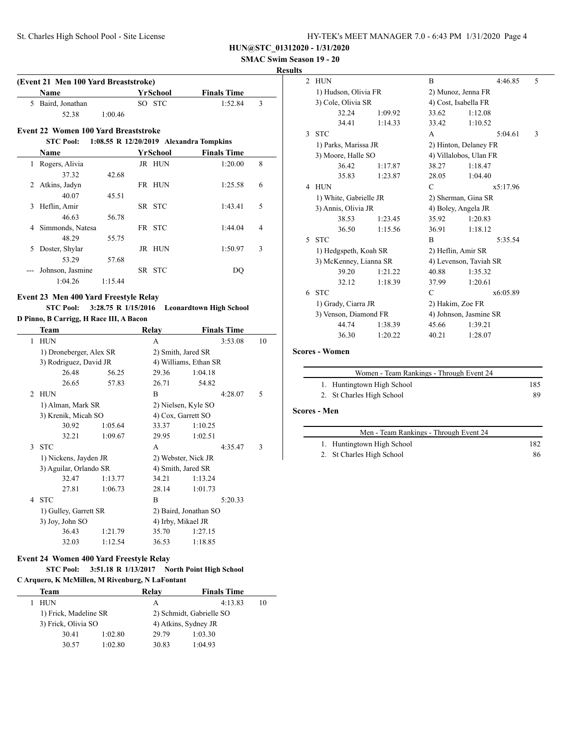**HUN@STC_01312020 - 1/31/2020**

**SMAC Swim Season 19 - 20**

**Results**

### (Event 21 Men 100 Yard Breaststroke)

| | Name | Yr | School | Finals Time | |
|---|---|---|---|---|---|
| 5 | Baird, Jonathan | SO | STC | 1:52.84 | 3 |
| | 52.38 | 1:00.46 | | | |

### Event 22 Women 100 Yard Breaststroke

**STC Pool: 1:08.55 R 12/20/2019 Alexandra Tompkins**

| | Name | Yr | School | Finals Time | |
|---|---|---|---|---|---|
| 1 | Rogers, Alivia | JR | HUN | 1:20.00 | 8 |
| | 37.32 | 42.68 | | | |
| 2 | Atkins, Jadyn | FR | HUN | 1:25.58 | 6 |
| | 40.07 | 45.51 | | | |
| 3 | Heflin, Amir | SR | STC | 1:43.41 | 5 |
| | 46.63 | 56.78 | | | |
| 4 | Simmonds, Natesa | FR | STC | 1:44.04 | 4 |
| | 48.29 | 55.75 | | | |
| 5 | Doster, Shylar | JR | HUN | 1:50.97 | 3 |
| | 53.29 | 57.68 | | | |
| --- | Johnson, Jasmine | SR | STC | DQ | |
| | 1:04.26 | 1:15.44 | | | |

### Event 23 Men 400 Yard Freestyle Relay

**STC Pool: 3:28.75 R 1/15/2016 Leonardtown High School**

**D Pinno, B Carrigg, H Race III, A Bacon**

| | Team | | Relay | Finals Time | |
|---|---|---|---|---|---|
| 1 | HUN | | A | 3:53.08 | 10 |
| | 1) Droneberger, Alex SR | | 2) Smith, Jared SR | | |
| | 3) Rodriguez, David JR | | 4) Williams, Ethan SR | | |
| | 26.48 | 56.25 | 29.36 | 1:04.18 | |
| | 26.65 | 57.83 | 26.71 | 54.82 | |
| 2 | HUN | | B | 4:28.07 | 5 |
| | 1) Alman, Mark SR | | 2) Nielsen, Kyle SO | | |
| | 3) Krenik, Micah SO | | 4) Cox, Garrett SO | | |
| | 30.92 | 1:05.64 | 33.37 | 1:10.25 | |
| | 32.21 | 1:09.67 | 29.95 | 1:02.51 | |
| 3 | STC | | A | 4:35.47 | 3 |
| | 1) Nickens, Jayden JR | | 2) Webster, Nick JR | | |
| | 3) Aguilar, Orlando SR | | 4) Smith, Jared SR | | |
| | 32.47 | 1:13.77 | 34.21 | 1:13.24 | |
| | 27.81 | 1:06.73 | 28.14 | 1:01.73 | |
| 4 | STC | | B | 5:20.33 | |
| | 1) Gulley, Garrett SR | | 2) Baird, Jonathan SO | | |
| | 3) Joy, John SO | | 4) Irby, Mikael JR | | |
| | 36.43 | 1:21.79 | 35.70 | 1:27.15 | |
| | 32.03 | 1:12.54 | 36.53 | 1:18.85 | |

### Event 24 Women 400 Yard Freestyle Relay

**STC Pool: 3:51.18 R 1/13/2017 North Point High School**

**C Arquero, K McMillen, M Rivenburg, N LaFontant**

| | Team | | Relay | Finals Time | |
|---|---|---|---|---|---|
| 1 | HUN | | A | 4:13.83 | 10 |
| | 1) Frick, Madeline SR | | 2) Schmidt, Gabrielle SO | | |
| | 3) Frick, Olivia SO | | 4) Atkins, Sydney JR | | |
| | 30.41 | 1:02.80 | 29.79 | 1:03.30 | |
| | 30.57 | 1:02.80 | 30.83 | 1:04.93 | |
| 2 | HUN | | B | 4:46.85 | 5 |
| | 1) Hudson, Olivia FR | | 2) Munoz, Jenna FR | | |
| | 3) Cole, Olivia SR | | 4) Cost, Isabella FR | | |
| | 32.24 | 1:09.92 | 33.62 | 1:12.08 | |
| | 34.41 | 1:14.33 | 33.42 | 1:10.52 | |
| 3 | STC | | A | 5:04.61 | 3 |
| | 1) Parks, Marissa JR | | 2) Hinton, Delaney FR | | |
| | 3) Moore, Halle SO | | 4) Villalobos, Ulan FR | | |
| | 36.42 | 1:17.87 | 38.27 | 1:18.47 | |
| | 35.83 | 1:23.87 | 28.05 | 1:04.40 | |
| 4 | HUN | | C | x5:17.96 | |
| | 1) White, Gabrielle JR | | 2) Sherman, Gina SR | | |
| | 3) Annis, Olivia JR | | 4) Boley, Angela JR | | |
| | 38.53 | 1:23.45 | 35.92 | 1:20.83 | |
| | 36.50 | 1:15.56 | 36.91 | 1:18.12 | |
| 5 | STC | | B | 5:35.54 | |
| | 1) Hedgspeth, Koah SR | | 2) Heflin, Amir SR | | |
| | 3) McKenney, Lianna SR | | 4) Levenson, Taviah SR | | |
| | 39.20 | 1:21.22 | 40.88 | 1:35.32 | |
| | 32.12 | 1:18.39 | 37.99 | 1:20.61 | |
| 6 | STC | | C | x6:05.89 | |
| | 1) Grady, Ciarra JR | | 2) Hakim, Zoe FR | | |
| | 3) Venson, Diamond FR | | 4) Johnson, Jasmine SR | | |
| | 44.74 | 1:38.39 | 45.66 | 1:39.21 | |
| | 36.30 | 1:20.22 | 40.21 | 1:28.07 | |

### Scores - Women

| Women - Team Rankings - Through Event 24 | |
|---|---|
| 1. Huntingtown High School | 185 |
| 2. St Charles High School | 89 |

### Scores - Men

| Men - Team Rankings - Through Event 24 | |
|---|---|
| 1. Huntingtown High School | 182 |
| 2. St Charles High School | 86 |